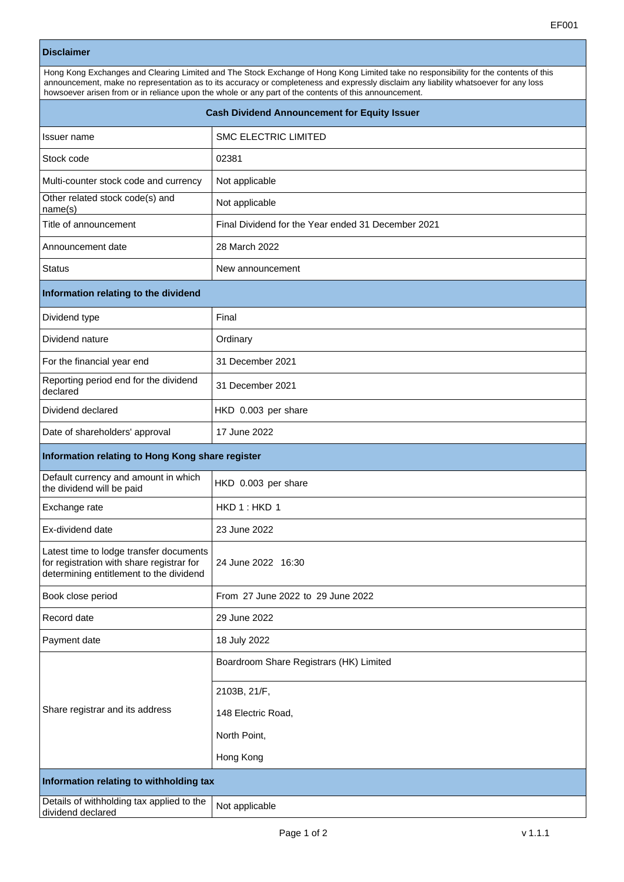EF001

| Disclaimer | |
|---|---|
| Hong Kong Exchanges and Clearing Limited and The Stock Exchange of Hong Kong Limited take no responsibility for the contents of this announcement, make no representation as to its accuracy or completeness and expressly disclaim any liability whatsoever for any loss howsoever arisen from or in reliance upon the whole or any part of the contents of this announcement. | |
| **Cash Dividend Announcement for Equity Issuer** | |
| Issuer name | SMC ELECTRIC LIMITED |
| Stock code | 02381 |
| Multi-counter stock code and currency | Not applicable |
| Other related stock code(s) and name(s) | Not applicable |
| Title of announcement | Final Dividend for the Year ended 31 December 2021 |
| Announcement date | 28 March 2022 |
| Status | New announcement |
| **Information relating to the dividend** | |
| Dividend type | Final |
| Dividend nature | Ordinary |
| For the financial year end | 31 December 2021 |
| Reporting period end for the dividend declared | 31 December 2021 |
| Dividend declared | HKD 0.003 per share |
| Date of shareholders' approval | 17 June 2022 |
| **Information relating to Hong Kong share register** | |
| Default currency and amount in which the dividend will be paid | HKD 0.003 per share |
| Exchange rate | HKD 1 : HKD 1 |
| Ex-dividend date | 23 June 2022 |
| Latest time to lodge transfer documents for registration with share registrar for determining entitlement to the dividend | 24 June 2022 16:30 |
| Book close period | From 27 June 2022 to 29 June 2022 |
| Record date | 29 June 2022 |
| Payment date | 18 July 2022 |
| Share registrar and its address | Boardroom Share Registrars (HK) Limited<br>2103B, 21/F,<br>148 Electric Road,<br>North Point,<br>Hong Kong |
| **Information relating to withholding tax** | |
| Details of withholding tax applied to the dividend declared | Not applicable |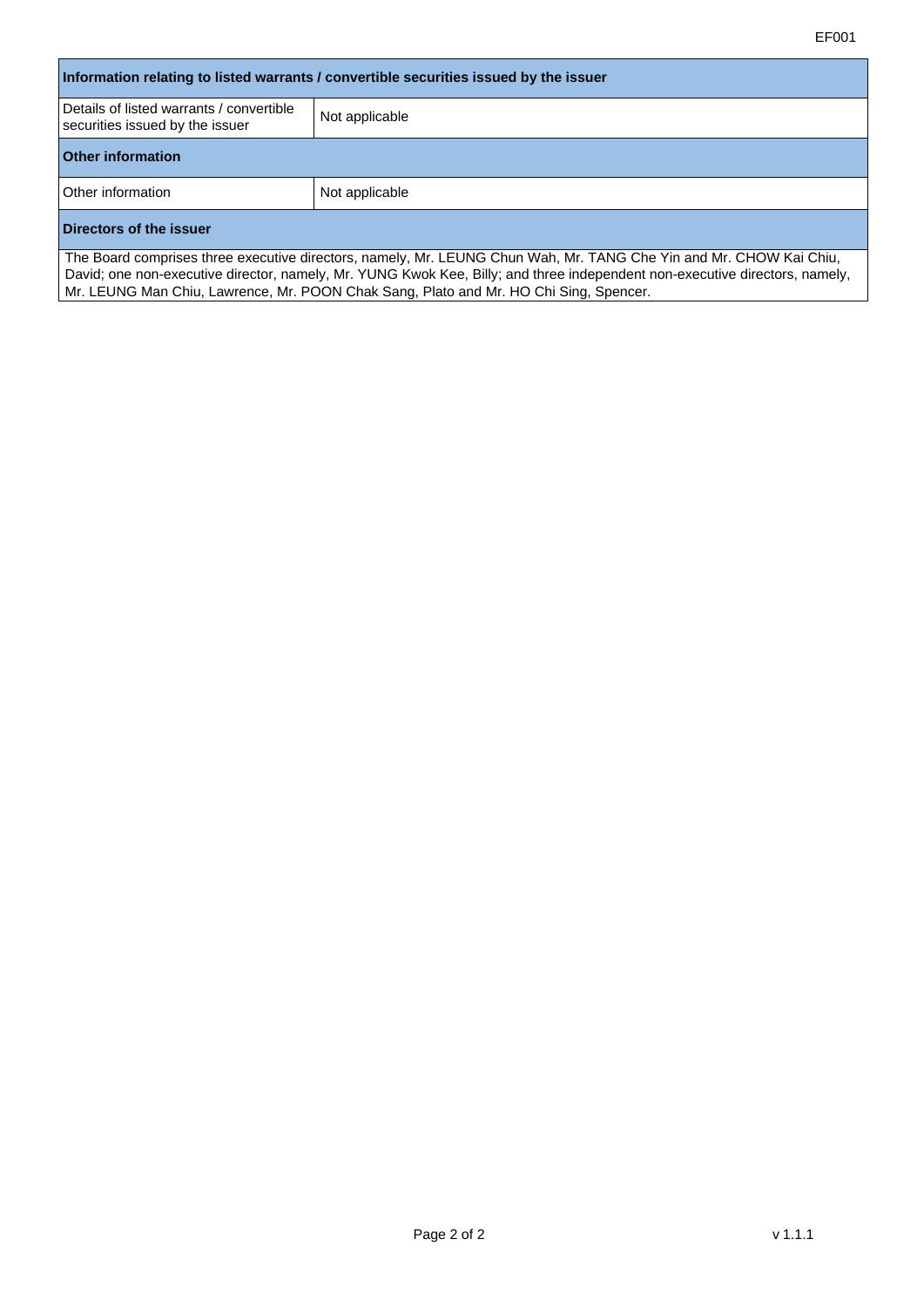## Information relating to listed warrants / convertible securities issued by the issuer

| | |
|---|---|
| Details of listed warrants / convertible securities issued by the issuer | Not applicable |

## Other information

| | |
|---|---|
| Other information | Not applicable |

## Directors of the issuer

The Board comprises three executive directors, namely, Mr. LEUNG Chun Wah, Mr. TANG Che Yin and Mr. CHOW Kai Chiu, David; one non-executive director, namely, Mr. YUNG Kwok Kee, Billy; and three independent non-executive directors, namely, Mr. LEUNG Man Chiu, Lawrence, Mr. POON Chak Sang, Plato and Mr. HO Chi Sing, Spencer.